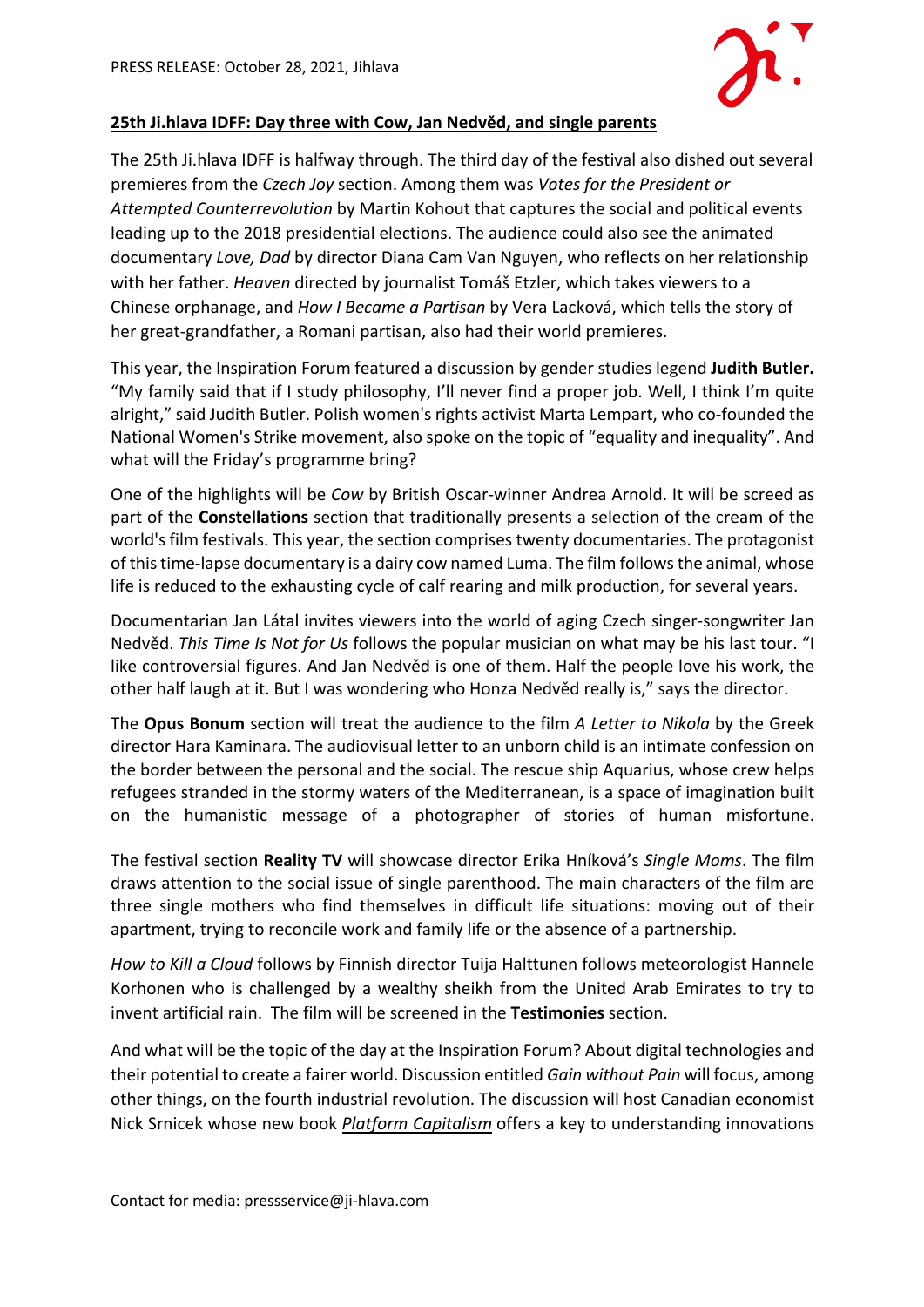PRESS RELEASE: October 28, 2021, Jihlava

## 25th Ji.hlava IDFF: Day three with Cow, Jan Nedvěd, and single parents

The 25th Ji.hlava IDFF is halfway through. The third day of the festival also dished out several premieres from the *Czech Joy* section. Among them was *Votes for the President or Attempted Counterrevolution* by Martin Kohout that captures the social and political events leading up to the 2018 presidential elections. The audience could also see the animated documentary *Love, Dad* by director Diana Cam Van Nguyen, who reflects on her relationship with her father. *Heaven* directed by journalist Tomáš Etzler, which takes viewers to a Chinese orphanage, and *How I Became a Partisan* by Vera Lacková, which tells the story of her great-grandfather, a Romani partisan, also had their world premieres.

This year, the Inspiration Forum featured a discussion by gender studies legend **Judith Butler.** "My family said that if I study philosophy, I'll never find a proper job. Well, I think I'm quite alright," said Judith Butler. Polish women's rights activist Marta Lempart, who co-founded the National Women's Strike movement, also spoke on the topic of "equality and inequality". And what will the Friday's programme bring?

One of the highlights will be *Cow* by British Oscar-winner Andrea Arnold. It will be screed as part of the **Constellations** section that traditionally presents a selection of the cream of the world's film festivals. This year, the section comprises twenty documentaries. The protagonist of this time-lapse documentary is a dairy cow named Luma. The film follows the animal, whose life is reduced to the exhausting cycle of calf rearing and milk production, for several years.

Documentarian Jan Látal invites viewers into the world of aging Czech singer-songwriter Jan Nedvěd. *This Time Is Not for Us* follows the popular musician on what may be his last tour. "I like controversial figures. And Jan Nedvěd is one of them. Half the people love his work, the other half laugh at it. But I was wondering who Honza Nedvěd really is," says the director.

The **Opus Bonum** section will treat the audience to the film *A Letter to Nikola* by the Greek director Hara Kaminara. The audiovisual letter to an unborn child is an intimate confession on the border between the personal and the social. The rescue ship Aquarius, whose crew helps refugees stranded in the stormy waters of the Mediterranean, is a space of imagination built on the humanistic message of a photographer of stories of human misfortune.

The festival section **Reality TV** will showcase director Erika Hníková's *Single Moms*. The film draws attention to the social issue of single parenthood. The main characters of the film are three single mothers who find themselves in difficult life situations: moving out of their apartment, trying to reconcile work and family life or the absence of a partnership.

*How to Kill a Cloud* follows by Finnish director Tuija Halttunen follows meteorologist Hannele Korhonen who is challenged by a wealthy sheikh from the United Arab Emirates to try to invent artificial rain. The film will be screened in the **Testimonies** section.

And what will be the topic of the day at the Inspiration Forum? About digital technologies and their potential to create a fairer world. Discussion entitled *Gain without Pain* will focus, among other things, on the fourth industrial revolution. The discussion will host Canadian economist Nick Srnicek whose new book *Platform Capitalism* offers a key to understanding innovations

Contact for media: pressservice@ji-hlava.com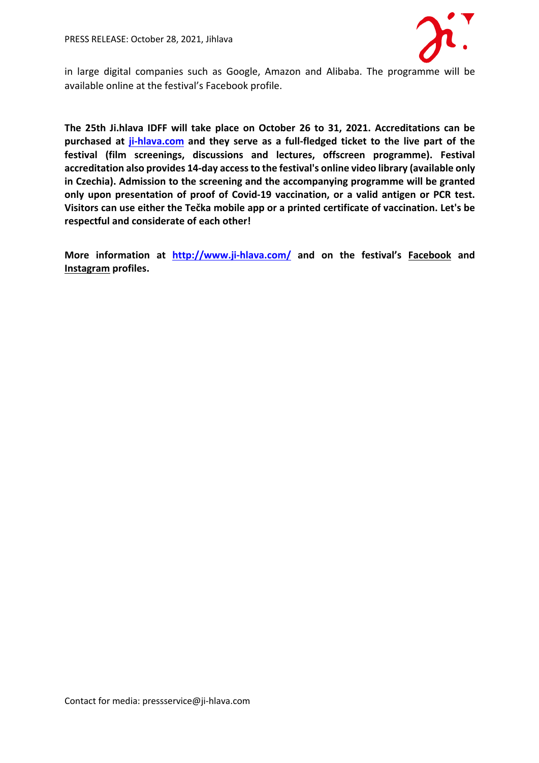in large digital companies such as Google, Amazon and Alibaba. The programme will be available online at the festival's Facebook profile.

**The 25th Ji.hlava IDFF will take place on October 26 to 31, 2021. Accreditations can be purchased at ji-hlava.com and they serve as a full-fledged ticket to the live part of the festival (film screenings, discussions and lectures, offscreen programme). Festival accreditation also provides 14-day access to the festival's online video library (available only in Czechia). Admission to the screening and the accompanying programme will be granted only upon presentation of proof of Covid-19 vaccination, or a valid antigen or PCR test. Visitors can use either the Tečka mobile app or a printed certificate of vaccination. Let's be respectful and considerate of each other!**

**More information at http://www.ji-hlava.com/ and on the festival's Facebook and Instagram profiles.**

Contact for media: pressservice@ji-hlava.com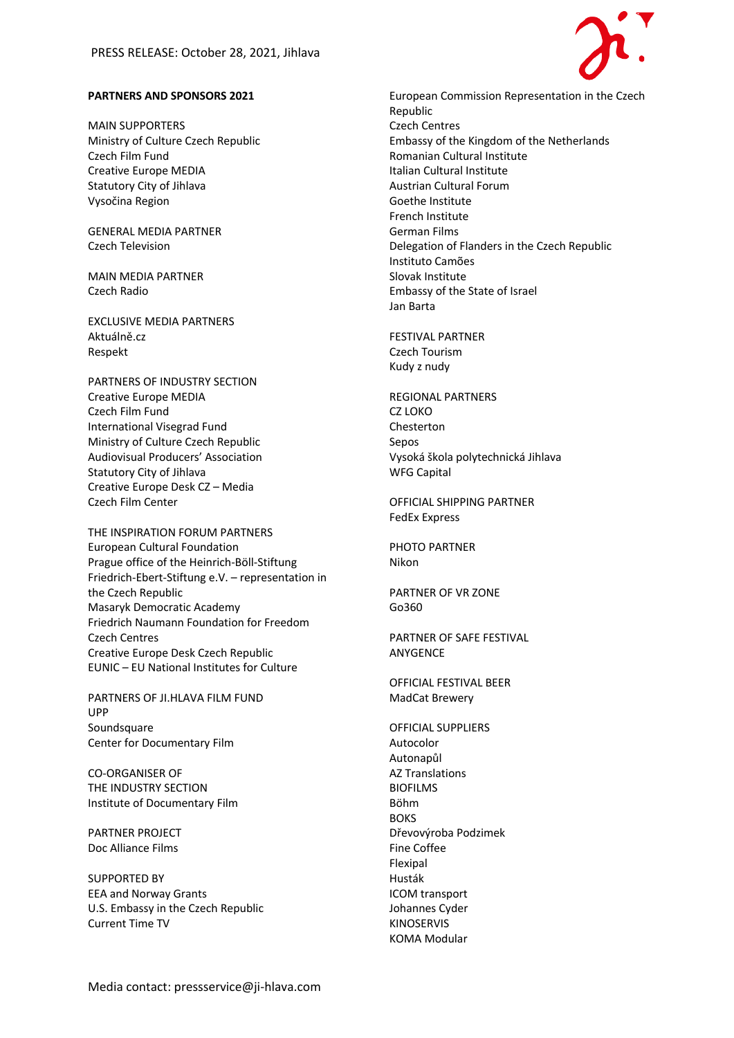PRESS RELEASE: October 28, 2021, Jihlava

**PARTNERS AND SPONSORS 2021**

MAIN SUPPORTERS
Ministry of Culture Czech Republic
Czech Film Fund
Creative Europe MEDIA
Statutory City of Jihlava
Vysočina Region

GENERAL MEDIA PARTNER
Czech Television

MAIN MEDIA PARTNER
Czech Radio

EXCLUSIVE MEDIA PARTNERS
Aktuálně.cz
Respekt

PARTNERS OF INDUSTRY SECTION
Creative Europe MEDIA
Czech Film Fund
International Visegrad Fund
Ministry of Culture Czech Republic
Audiovisual Producers' Association
Statutory City of Jihlava
Creative Europe Desk CZ – Media
Czech Film Center

THE INSPIRATION FORUM PARTNERS
European Cultural Foundation
Prague office of the Heinrich-Böll-Stiftung
Friedrich-Ebert-Stiftung e.V. – representation in the Czech Republic
Masaryk Democratic Academy
Friedrich Naumann Foundation for Freedom
Czech Centres
Creative Europe Desk Czech Republic
EUNIC – EU National Institutes for Culture

PARTNERS OF JI.HLAVA FILM FUND
UPP
Soundsquare
Center for Documentary Film

CO-ORGANISER OF
THE INDUSTRY SECTION
Institute of Documentary Film

PARTNER PROJECT
Doc Alliance Films

SUPPORTED BY
EEA and Norway Grants
U.S. Embassy in the Czech Republic
Current Time TV

European Commission Representation in the Czech Republic
Czech Centres
Embassy of the Kingdom of the Netherlands
Romanian Cultural Institute
Italian Cultural Institute
Austrian Cultural Forum
Goethe Institute
French Institute
German Films
Delegation of Flanders in the Czech Republic
Instituto Camões
Slovak Institute
Embassy of the State of Israel
Jan Barta

FESTIVAL PARTNER
Czech Tourism
Kudy z nudy

REGIONAL PARTNERS
CZ LOKO
Chesterton
Sepos
Vysoká škola polytechnická Jihlava
WFG Capital

OFFICIAL SHIPPING PARTNER
FedEx Express

PHOTO PARTNER
Nikon

PARTNER OF VR ZONE
Go360

PARTNER OF SAFE FESTIVAL
ANYGENCE

OFFICIAL FESTIVAL BEER
MadCat Brewery

OFFICIAL SUPPLIERS
Autocolor
Autonapůl
AZ Translations
BIOFILMS
Böhm
BOKS
Dřevovýroba Podzimek
Fine Coffee
Flexipal
Husták
ICOM transport
Johannes Cyder
KINOSERVIS
KOMA Modular

Media contact: pressservice@ji-hlava.com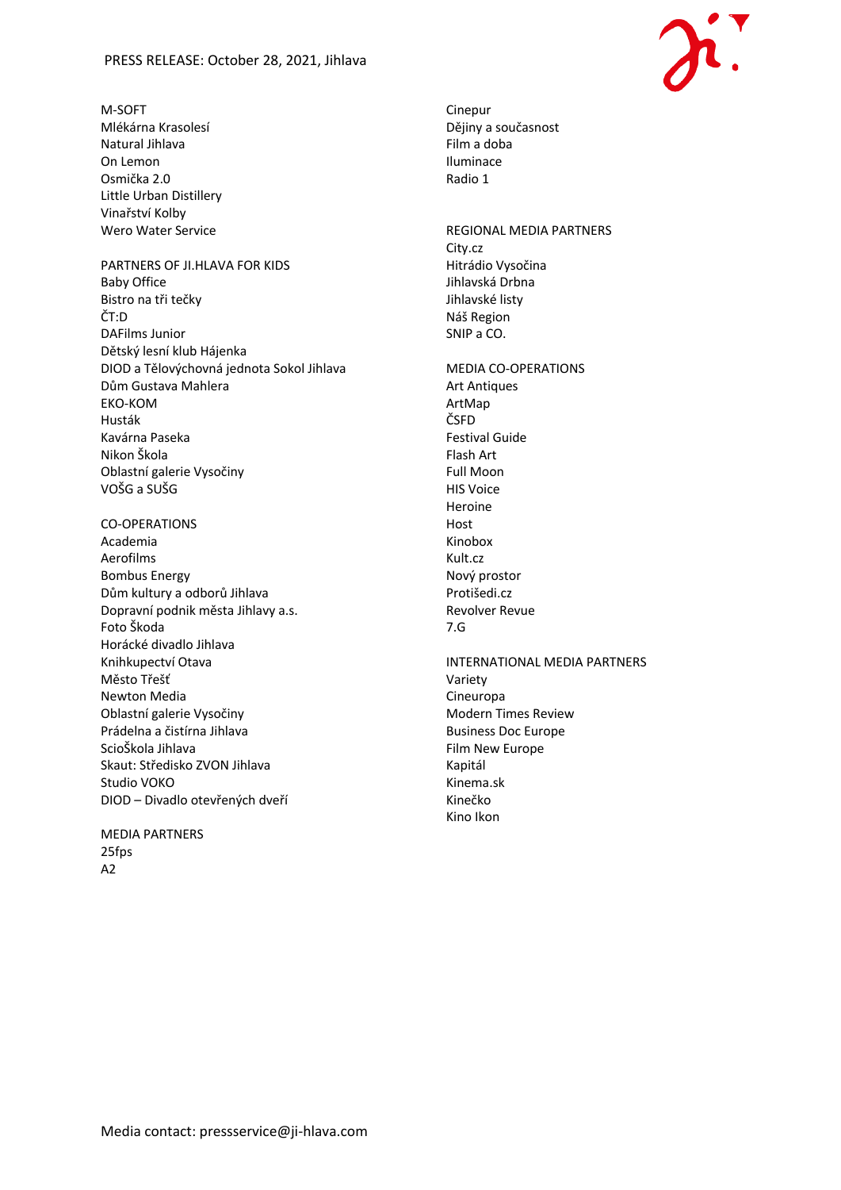M-SOFT
Mlékárna Krasolesí
Natural Jihlava
On Lemon
Osmička 2.0
Little Urban Distillery
Vinařství Kolby
Wero Water Service

PARTNERS OF JI.HLAVA FOR KIDS
Baby Office
Bistro na tři tečky
ČT:D
DAFilms Junior
Dětský lesní klub Hájenka
DIOD a Tělovýchovná jednota Sokol Jihlava
Dům Gustava Mahlera
EKO-KOM
Husták
Kavárna Paseka
Nikon Škola
Oblastní galerie Vysočiny
VOŠG a SUŠG

CO-OPERATIONS
Academia
Aerofilms
Bombus Energy
Dům kultury a odborů Jihlava
Dopravní podnik města Jihlavy a.s.
Foto Škoda
Horácké divadlo Jihlava
Knihkupectví Otava
Město Třešť
Newton Media
Oblastní galerie Vysočiny
Prádelna a čistírna Jihlava
ScioŠkola Jihlava
Skaut: Středisko ZVON Jihlava
Studio VOKO
DIOD – Divadlo otevřených dveří

MEDIA PARTNERS
25fps
A2
Cinepur
Dějiny a současnost
Film a doba
Iluminace
Radio 1

REGIONAL MEDIA PARTNERS
City.cz
Hitrádio Vysočina
Jihlavská Drbna
Jihlavské listy
Náš Region
SNIP a CO.

MEDIA CO-OPERATIONS
Art Antiques
ArtMap
ČSFD
Festival Guide
Flash Art
Full Moon
HIS Voice
Heroine
Host
Kinobox
Kult.cz
Nový prostor
Protišedi.cz
Revolver Revue
7.G

INTERNATIONAL MEDIA PARTNERS
Variety
Cineuropa
Modern Times Review
Business Doc Europe
Film New Europe
Kapitál
Kinema.sk
Kinečko
Kino Ikon

Media contact: pressservice@ji-hlava.com